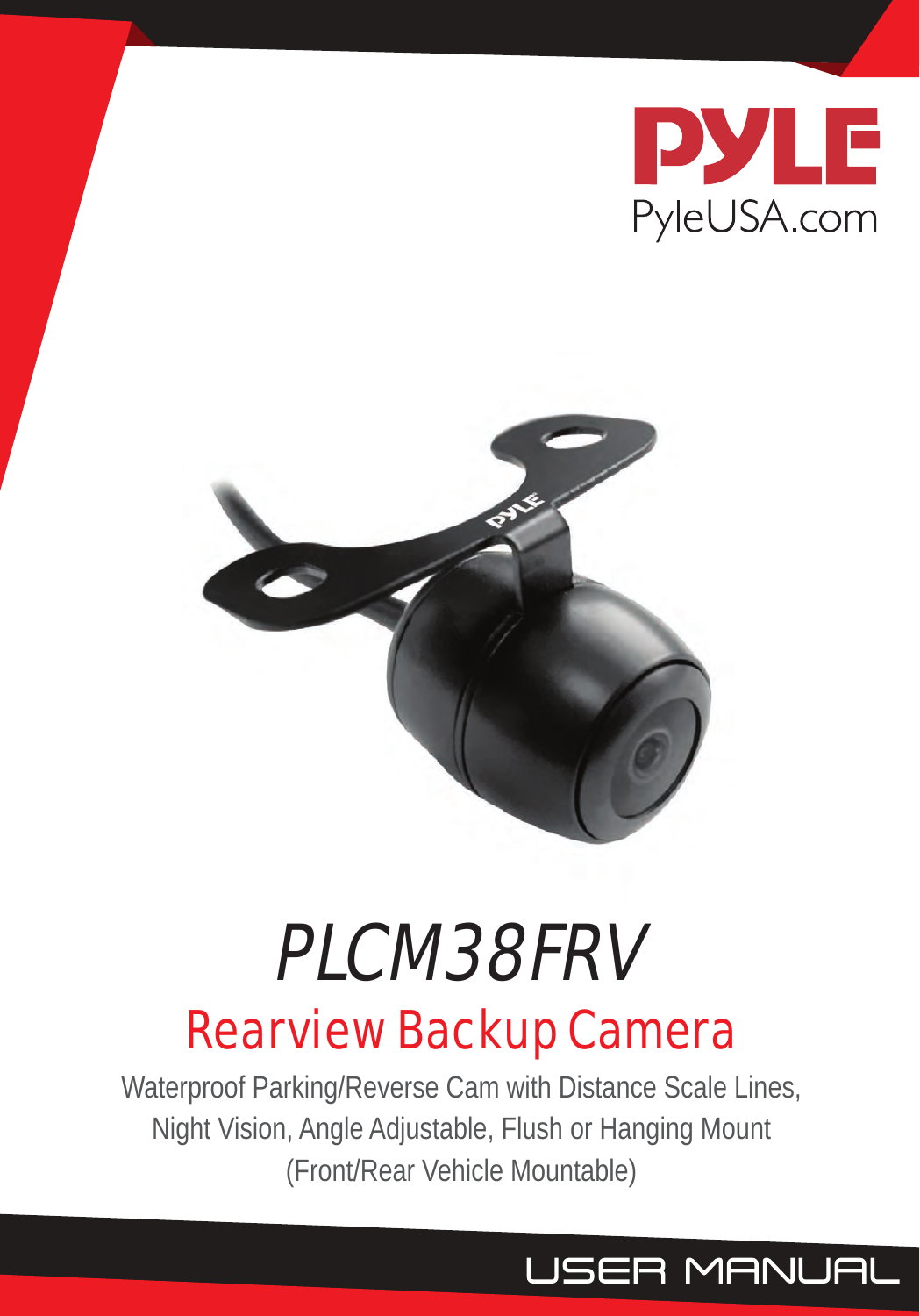PYLE

PyleUSA.com

# PLCM38FRV

## Rearview Backup Camera

Waterproof Parking/Reverse Cam with Distance Scale Lines, Night Vision, Angle Adjustable, Flush or Hanging Mount (Front/Rear Vehicle Mountable)

USER MANUAL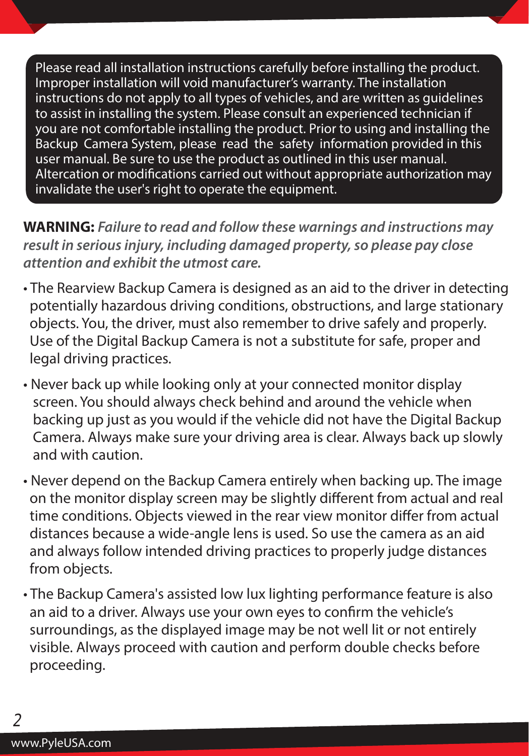Please read all installation instructions carefully before installing the product. Improper installation will void manufacturer's warranty. The installation instructions do not apply to all types of vehicles, and are written as guidelines to assist in installing the system. Please consult an experienced technician if you are not comfortable installing the product. Prior to using and installing the Backup Camera System, please read the safety information provided in this user manual. Be sure to use the product as outlined in this user manual. Altercation or modifications carried out without appropriate authorization may invalidate the user's right to operate the equipment.

**WARNING:** ***Failure to read and follow these warnings and instructions may result in serious injury, including damaged property, so please pay close attention and exhibit the utmost care.***

- The Rearview Backup Camera is designed as an aid to the driver in detecting potentially hazardous driving conditions, obstructions, and large stationary objects. You, the driver, must also remember to drive safely and properly. Use of the Digital Backup Camera is not a substitute for safe, proper and legal driving practices.
- Never back up while looking only at your connected monitor display screen. You should always check behind and around the vehicle when backing up just as you would if the vehicle did not have the Digital Backup Camera. Always make sure your driving area is clear. Always back up slowly and with caution.
- Never depend on the Backup Camera entirely when backing up. The image on the monitor display screen may be slightly different from actual and real time conditions. Objects viewed in the rear view monitor differ from actual distances because a wide-angle lens is used. So use the camera as an aid and always follow intended driving practices to properly judge distances from objects.
- The Backup Camera's assisted low lux lighting performance feature is also an aid to a driver. Always use your own eyes to confirm the vehicle's surroundings, as the displayed image may be not well lit or not entirely visible. Always proceed with caution and perform double checks before proceeding.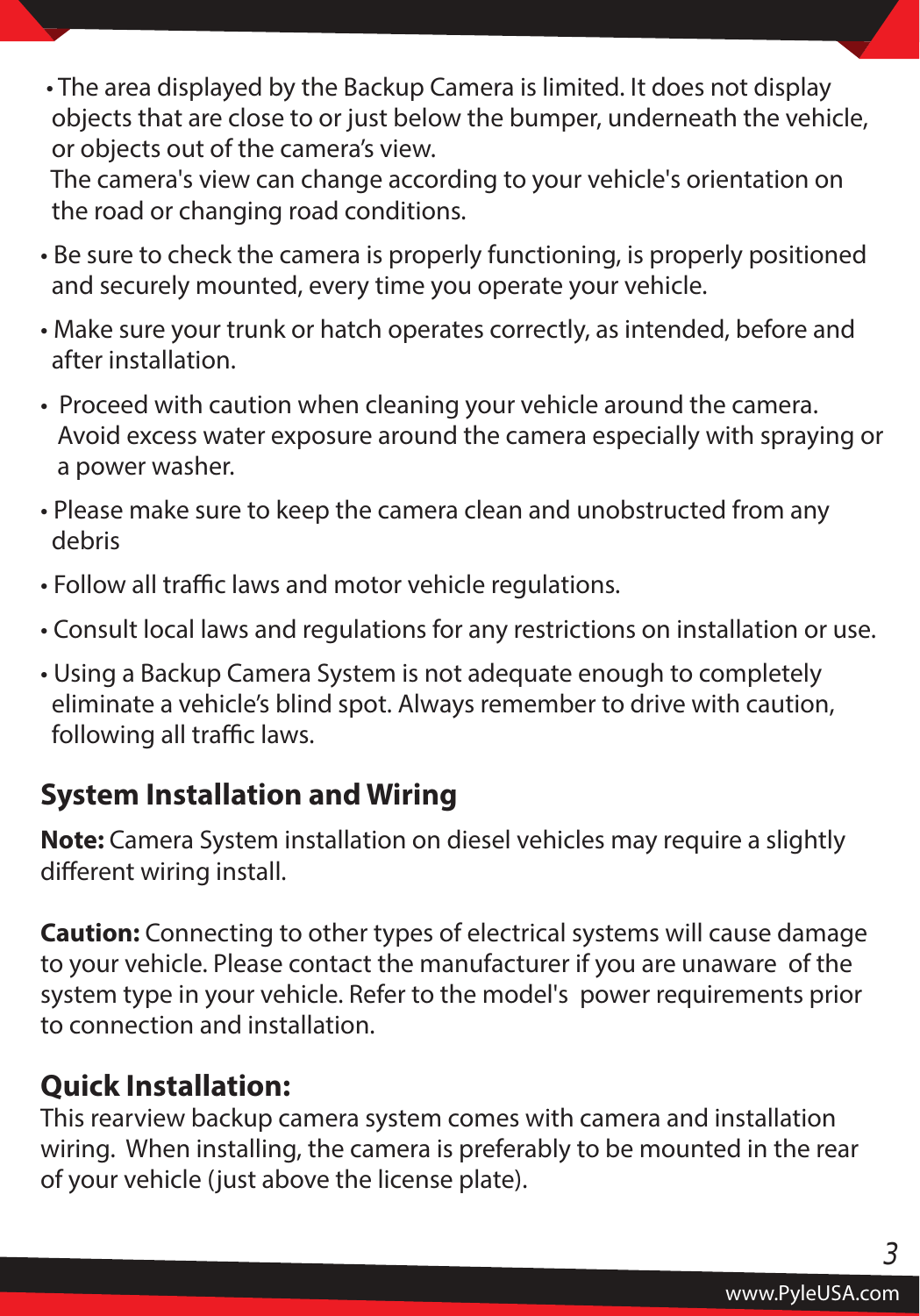- The area displayed by the Backup Camera is limited. It does not display objects that are close to or just below the bumper, underneath the vehicle, or objects out of the camera's view.
  The camera's view can change according to your vehicle's orientation on the road or changing road conditions.
- Be sure to check the camera is properly functioning, is properly positioned and securely mounted, every time you operate your vehicle.
- Make sure your trunk or hatch operates correctly, as intended, before and after installation.
- Proceed with caution when cleaning your vehicle around the camera. Avoid excess water exposure around the camera especially with spraying or a power washer.
- Please make sure to keep the camera clean and unobstructed from any debris
- Follow all traffic laws and motor vehicle regulations.
- Consult local laws and regulations for any restrictions on installation or use.
- Using a Backup Camera System is not adequate enough to completely eliminate a vehicle's blind spot. Always remember to drive with caution, following all traffic laws.

## System Installation and Wiring

**Note:** Camera System installation on diesel vehicles may require a slightly different wiring install.

**Caution:** Connecting to other types of electrical systems will cause damage to your vehicle. Please contact the manufacturer if you are unaware of the system type in your vehicle. Refer to the model's power requirements prior to connection and installation.

## Quick Installation:

This rearview backup camera system comes with camera and installation wiring. When installing, the camera is preferably to be mounted in the rear of your vehicle (just above the license plate).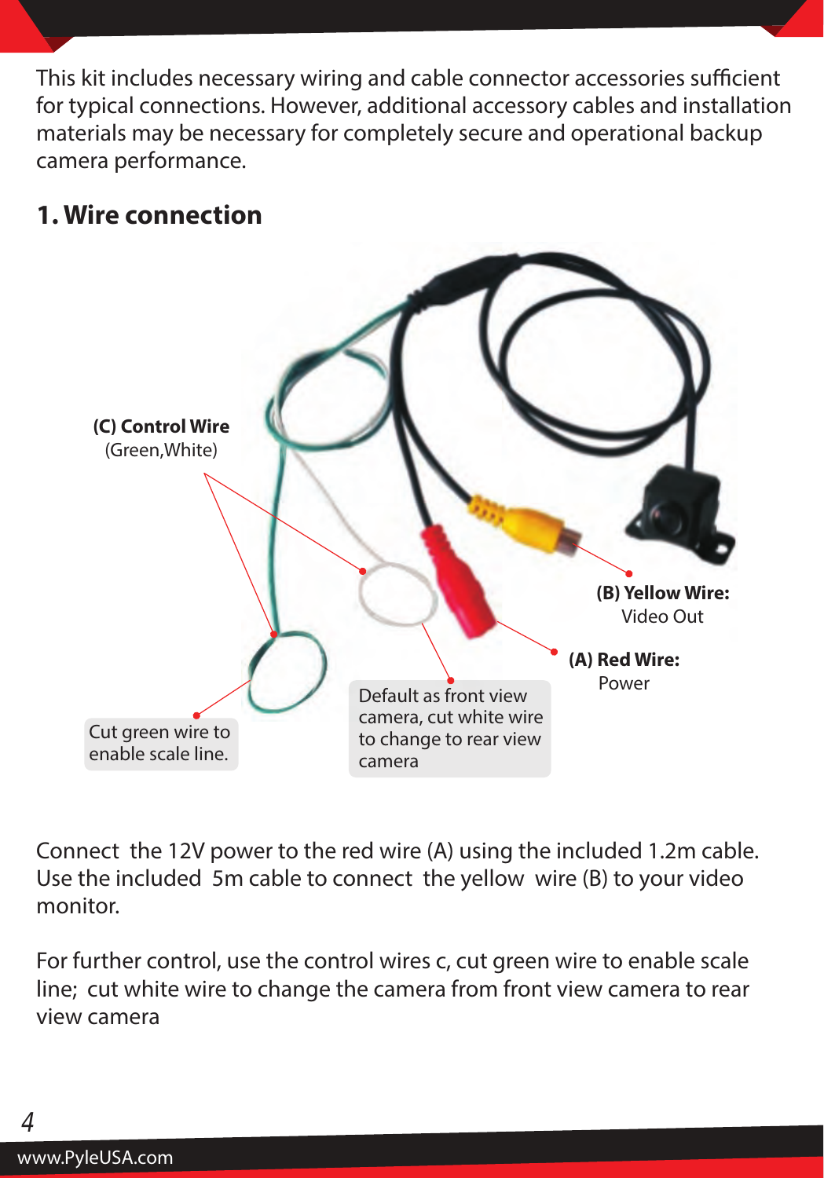This kit includes necessary wiring and cable connector accessories sufficient for typical connections. However, additional accessory cables and installation materials may be necessary for completely secure and operational backup camera performance.

## 1. Wire connection

**(C) Control Wire**
(Green,White)

**(B) Yellow Wire:**
Video Out

**(A) Red Wire:**
Power

Cut green wire to enable scale line.

Default as front view camera, cut white wire to change to rear view camera

Connect the 12V power to the red wire (A) using the included 1.2m cable. Use the included 5m cable to connect the yellow wire (B) to your video monitor.

For further control, use the control wires c, cut green wire to enable scale line; cut white wire to change the camera from front view camera to rear view camera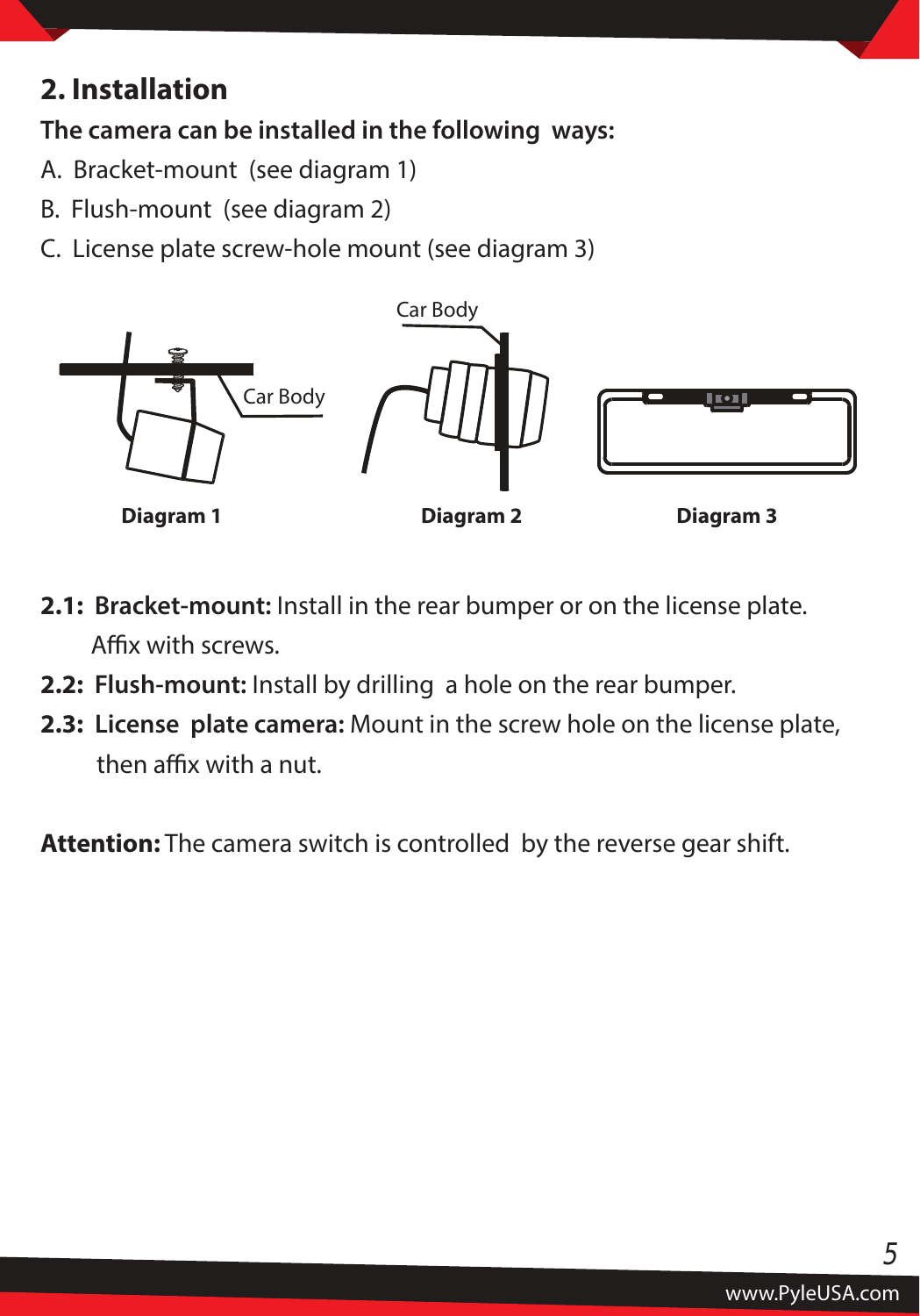## 2. Installation

**The camera can be installed in the following ways:**

A. Bracket-mount (see diagram 1)

B. Flush-mount (see diagram 2)

C. License plate screw-hole mount (see diagram 3)

Car Body

Car Body

**Diagram 1** **Diagram 2** **Diagram 3**

**2.1: Bracket-mount:** Install in the rear bumper or on the license plate. Affix with screws.

**2.2: Flush-mount:** Install by drilling a hole on the rear bumper.

**2.3: License plate camera:** Mount in the screw hole on the license plate, then affix with a nut.

**Attention:** The camera switch is controlled by the reverse gear shift.

www.PyleUSA.com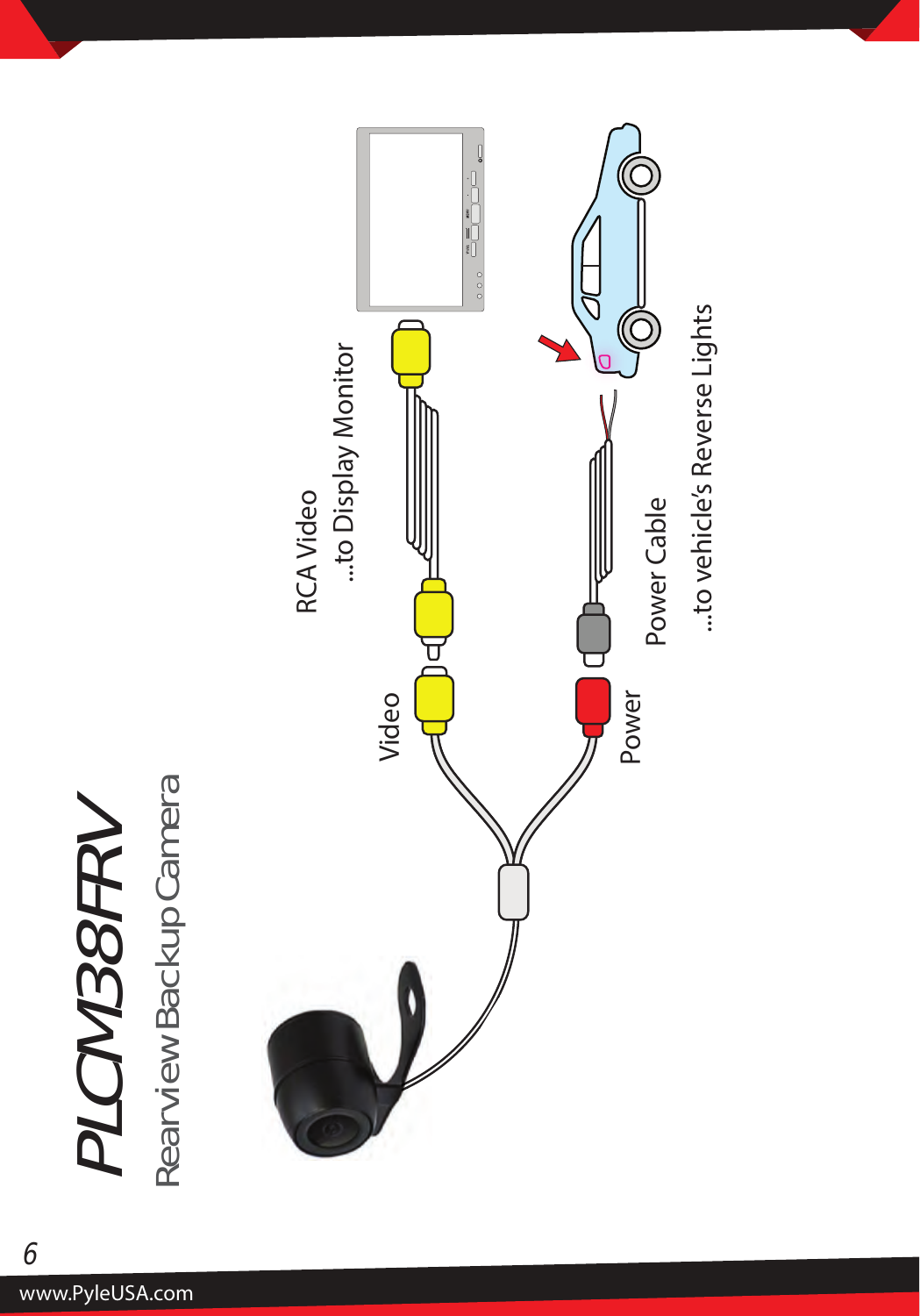# PLCM38FRV

## Rearview Backup Camera

Video

Power

RCA Video
...to Display Monitor

Power Cable
...to vehicle's Reverse Lights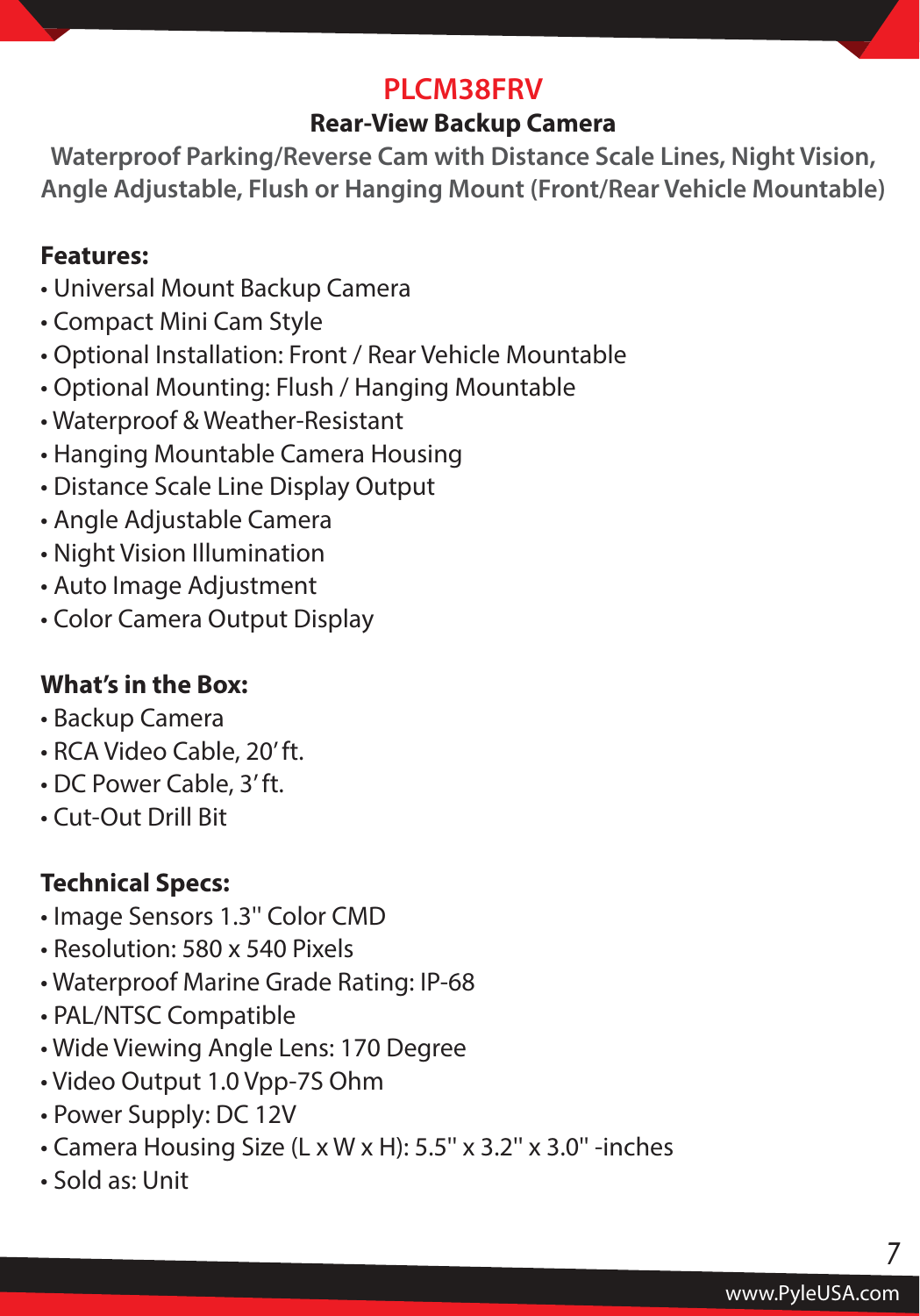# PLCM38FRV

## Rear-View Backup Camera

**Waterproof Parking/Reverse Cam with Distance Scale Lines, Night Vision, Angle Adjustable, Flush or Hanging Mount (Front/Rear Vehicle Mountable)**

**Features:**

- Universal Mount Backup Camera
- Compact Mini Cam Style
- Optional Installation: Front / Rear Vehicle Mountable
- Optional Mounting: Flush / Hanging Mountable
- Waterproof & Weather-Resistant
- Hanging Mountable Camera Housing
- Distance Scale Line Display Output
- Angle Adjustable Camera
- Night Vision Illumination
- Auto Image Adjustment
- Color Camera Output Display

**What's in the Box:**

- Backup Camera
- RCA Video Cable, 20' ft.
- DC Power Cable, 3' ft.
- Cut-Out Drill Bit

**Technical Specs:**

- Image Sensors 1.3" Color CMD
- Resolution: 580 x 540 Pixels
- Waterproof Marine Grade Rating: IP-68
- PAL/NTSC Compatible
- Wide Viewing Angle Lens: 170 Degree
- Video Output 1.0 Vpp-7S Ohm
- Power Supply: DC 12V
- Camera Housing Size (L x W x H): 5.5" x 3.2" x 3.0" -inches
- Sold as: Unit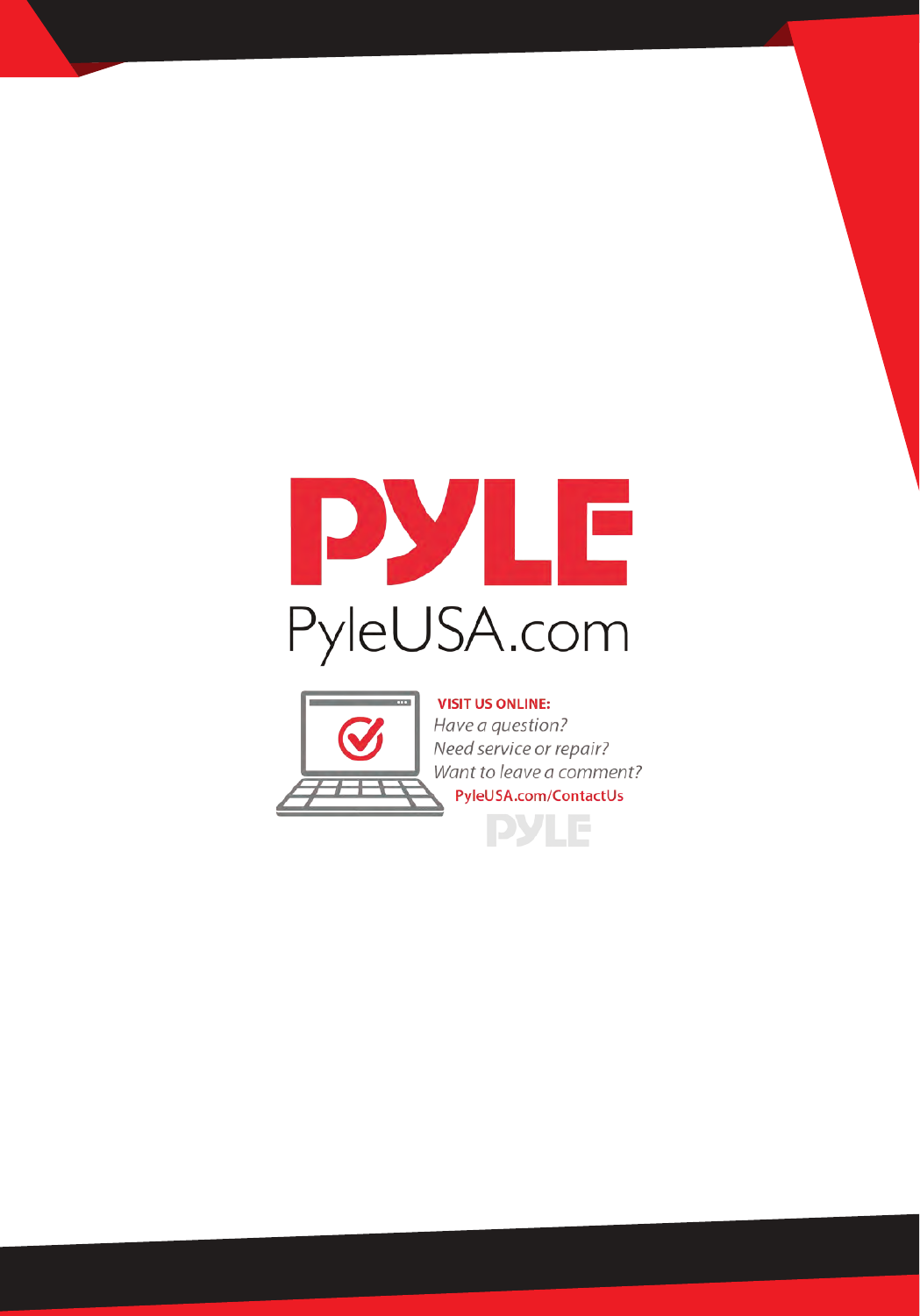# PYLE

PyleUSA.com

**VISIT US ONLINE:**

*Have a question?*
*Need service or repair?*
*Want to leave a comment?*

**PyleUSA.com/ContactUs**

PYLE